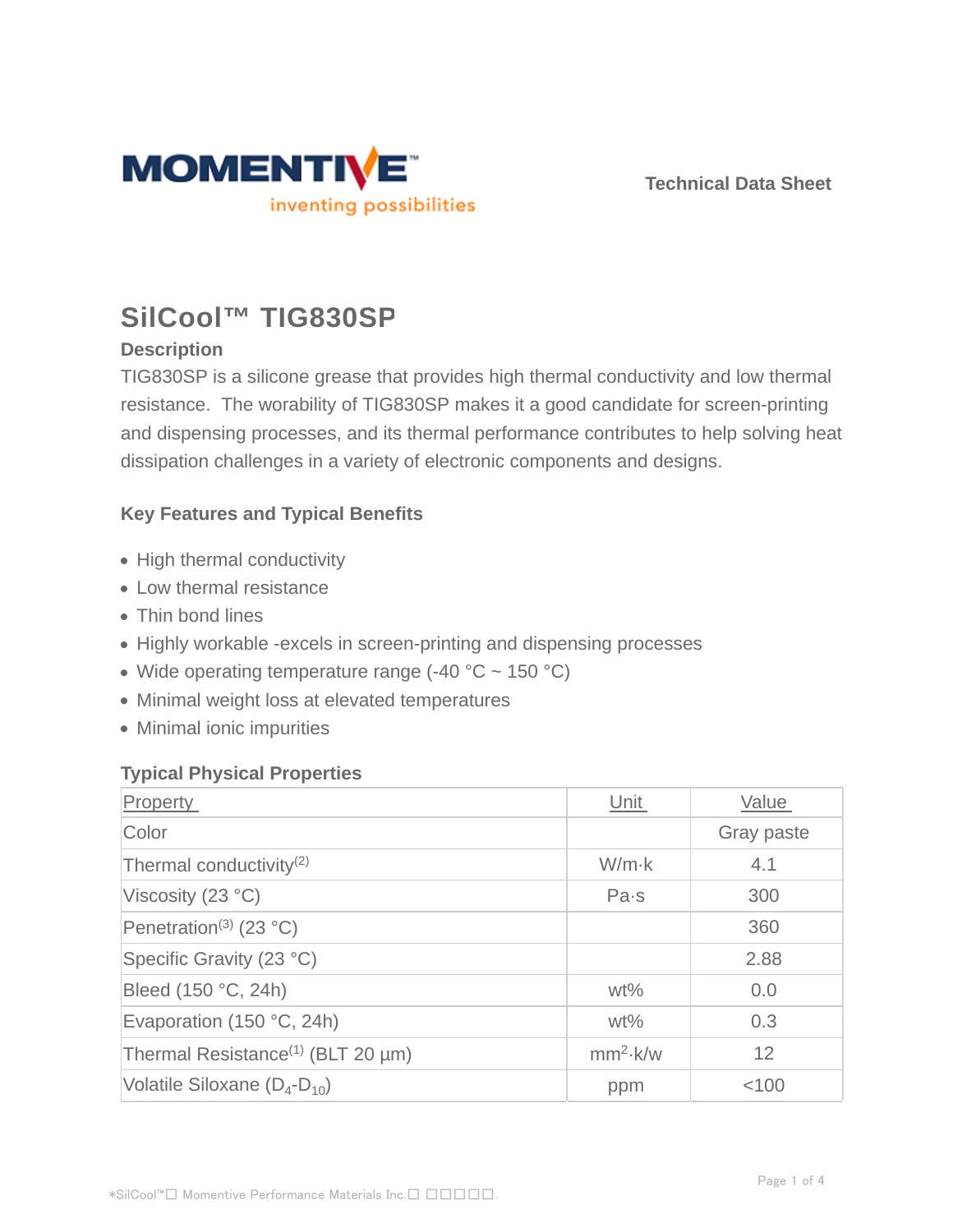Technical Data Sheet

# SilCool™ TIG830SP

### Description

TIG830SP is a silicone grease that provides high thermal conductivity and low thermal resistance.  The worability of TIG830SP makes it a good candidate for screen-printing and dispensing processes, and its thermal performance contributes to help solving heat dissipation challenges in a variety of electronic components and designs.

### Key Features and Typical Benefits

- High thermal conductivity
- Low thermal resistance
- Thin bond lines
- Highly workable -excels in screen-printing and dispensing processes
- Wide operating temperature range (-40 °C ~ 150 °C)
- Minimal weight loss at elevated temperatures
- Minimal ionic impurities

### Typical Physical Properties

| Property | Unit | Value |
|---|---|---|
| Color | | Gray paste |
| Thermal conductivity(2) | W/m·k | 4.1 |
| Viscosity (23 °C) | Pa·s | 300 |
| Penetration(3) (23 °C) | | 360 |
| Specific Gravity (23 °C) | | 2.88 |
| Bleed (150 °C, 24h) | wt% | 0.0 |
| Evaporation (150 °C, 24h) | wt% | 0.3 |
| Thermal Resistance(1) (BLT 20 µm) | $mm^2$·k/w | 12 |
| Volatile Siloxane ($D_4$-$D_{10}$) | ppm | <100 |

*SilCool™□ Momentive Performance Materials Inc.□ □□□□□.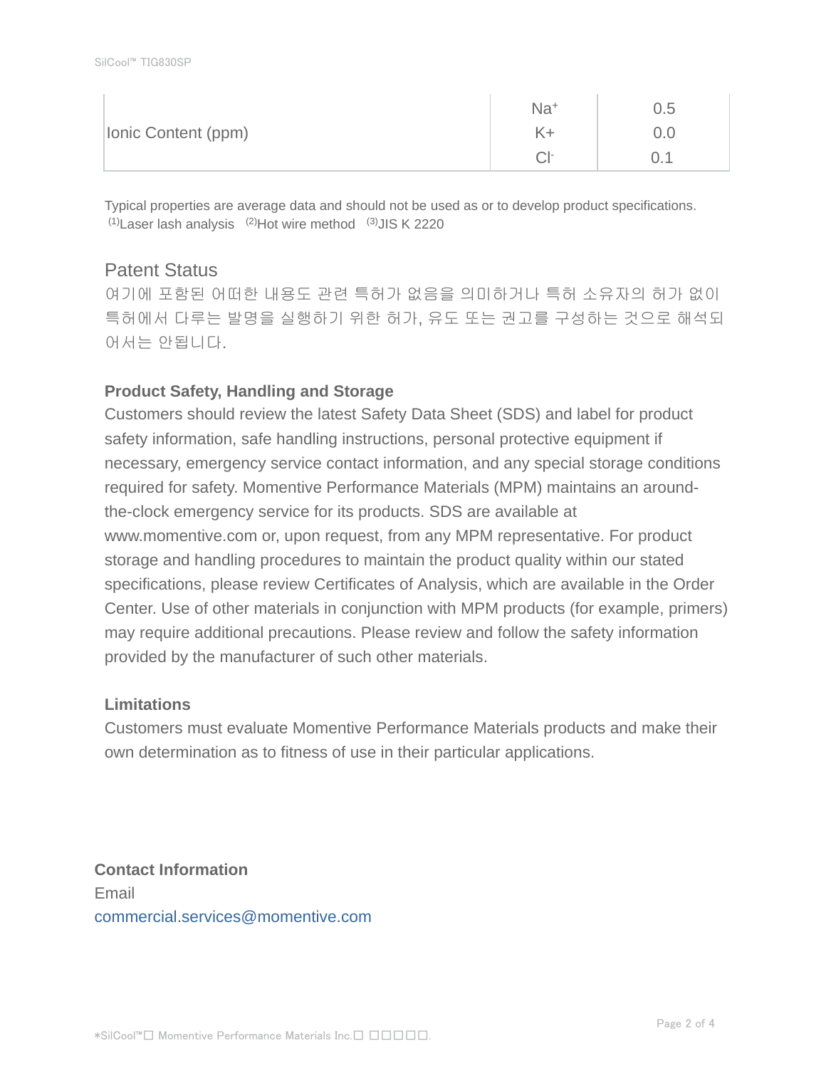| | | |
|---|---|---|
| Ionic Content (ppm) | $Na^+$ | 0.5 |
| | $K^+$ | 0.0 |
| | $Cl^-$ | 0.1 |

Typical properties are average data and should not be used as or to develop product specifications.
[1]Laser lash analysis [2]Hot wire method [3]JIS K 2220

## Patent Status

여기에 포함된 어떠한 내용도 관련 특허가 없음을 의미하거나 특허 소유자의 허가 없이 특허에서 다루는 발명을 실행하기 위한 허가, 유도 또는 권고를 구성하는 것으로 해석되어서는 안됩니다.

### Product Safety, Handling and Storage

Customers should review the latest Safety Data Sheet (SDS) and label for product safety information, safe handling instructions, personal protective equipment if necessary, emergency service contact information, and any special storage conditions required for safety. Momentive Performance Materials (MPM) maintains an around-the-clock emergency service for its products. SDS are available at www.momentive.com or, upon request, from any MPM representative. For product storage and handling procedures to maintain the product quality within our stated specifications, please review Certificates of Analysis, which are available in the Order Center. Use of other materials in conjunction with MPM products (for example, primers) may require additional precautions. Please review and follow the safety information provided by the manufacturer of such other materials.

### Limitations

Customers must evaluate Momentive Performance Materials products and make their own determination as to fitness of use in their particular applications.

### Contact Information

Email
commercial.services@momentive.com

*SilCool™□ Momentive Performance Materials Inc.□ □□□□□.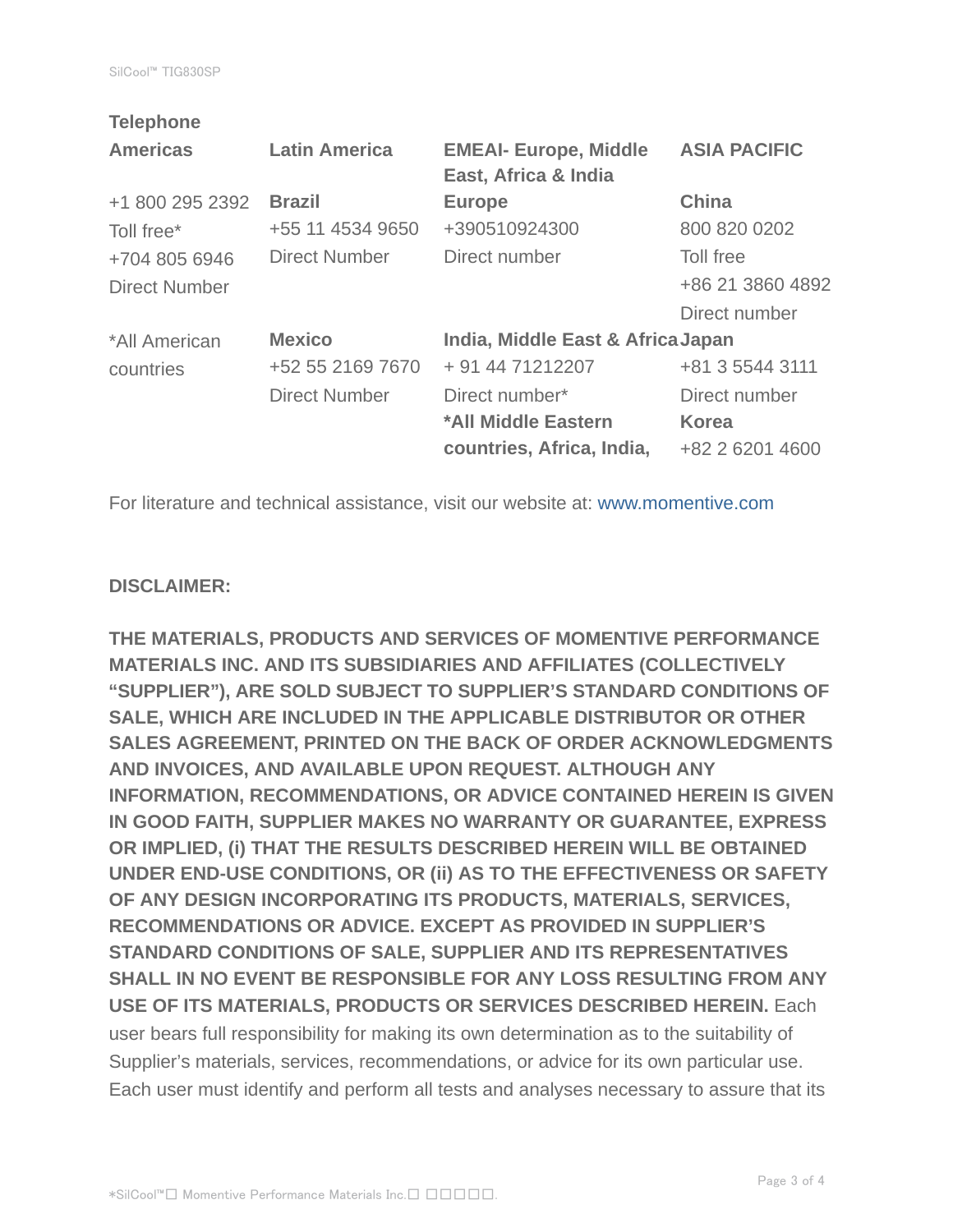**Telephone**

| Americas | Latin America | EMEAI- Europe, Middle East, Africa & India | ASIA PACIFIC |
|---|---|---|---|
| +1 800 295 2392 Toll free* +704 805 6946 Direct Number | **Brazil** +55 11 4534 9650 Direct Number | **Europe** +390510924300 Direct number | **China** 800 820 0202 Toll free +86 21 3860 4892 Direct number |
| *All American countries | **Mexico** +52 55 2169 7670 Direct Number | **India, Middle East & Africa** + 91 44 71212207 Direct number* **\*All Middle Eastern countries, Africa, India,** | **Japan** +81 3 5544 3111 Direct number **Korea** +82 2 6201 4600 |

For literature and technical assistance, visit our website at: www.momentive.com

**DISCLAIMER:**

**THE MATERIALS, PRODUCTS AND SERVICES OF MOMENTIVE PERFORMANCE MATERIALS INC. AND ITS SUBSIDIARIES AND AFFILIATES (COLLECTIVELY "SUPPLIER"), ARE SOLD SUBJECT TO SUPPLIER'S STANDARD CONDITIONS OF SALE, WHICH ARE INCLUDED IN THE APPLICABLE DISTRIBUTOR OR OTHER SALES AGREEMENT, PRINTED ON THE BACK OF ORDER ACKNOWLEDGMENTS AND INVOICES, AND AVAILABLE UPON REQUEST. ALTHOUGH ANY INFORMATION, RECOMMENDATIONS, OR ADVICE CONTAINED HEREIN IS GIVEN IN GOOD FAITH, SUPPLIER MAKES NO WARRANTY OR GUARANTEE, EXPRESS OR IMPLIED, (i) THAT THE RESULTS DESCRIBED HEREIN WILL BE OBTAINED UNDER END-USE CONDITIONS, OR (ii) AS TO THE EFFECTIVENESS OR SAFETY OF ANY DESIGN INCORPORATING ITS PRODUCTS, MATERIALS, SERVICES, RECOMMENDATIONS OR ADVICE. EXCEPT AS PROVIDED IN SUPPLIER'S STANDARD CONDITIONS OF SALE, SUPPLIER AND ITS REPRESENTATIVES SHALL IN NO EVENT BE RESPONSIBLE FOR ANY LOSS RESULTING FROM ANY USE OF ITS MATERIALS, PRODUCTS OR SERVICES DESCRIBED HEREIN.** Each user bears full responsibility for making its own determination as to the suitability of Supplier's materials, services, recommendations, or advice for its own particular use. Each user must identify and perform all tests and analyses necessary to assure that its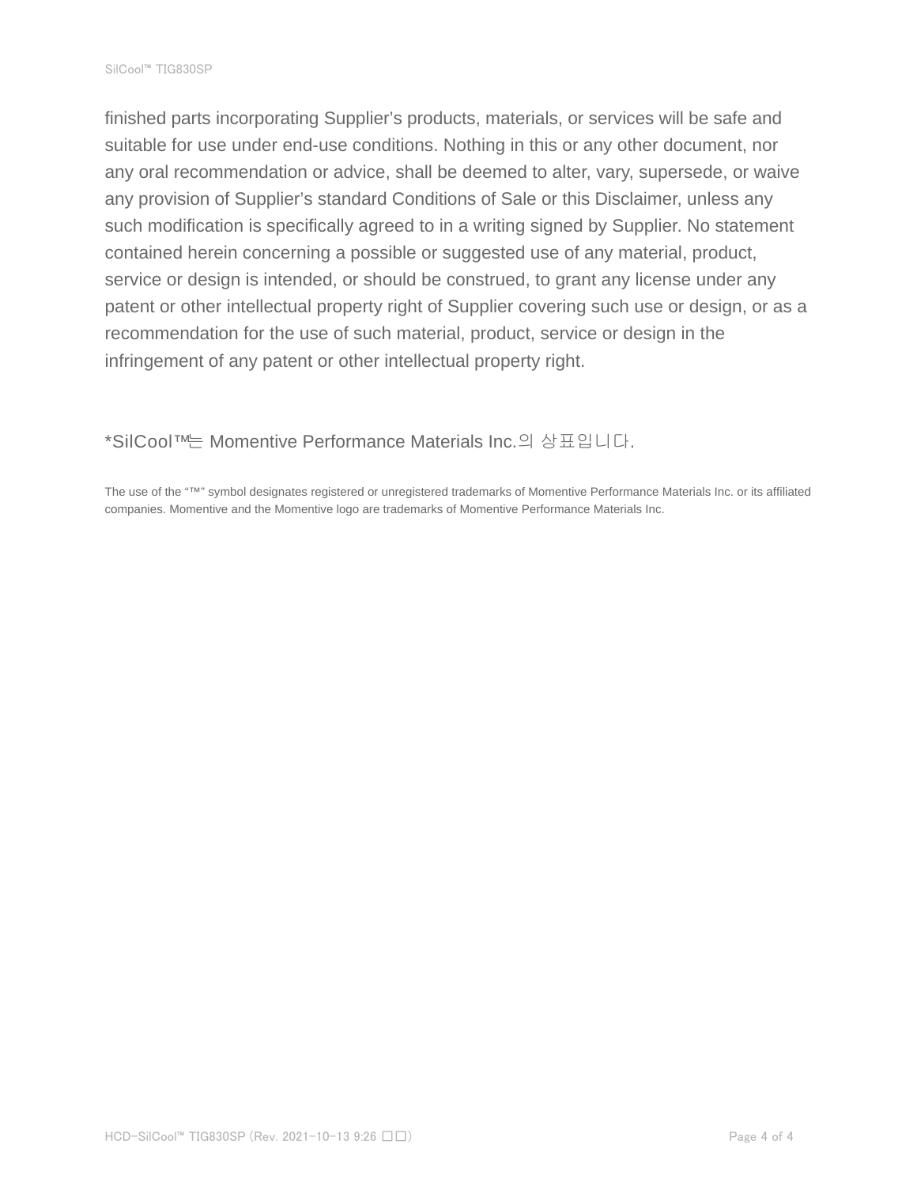finished parts incorporating Supplier's products, materials, or services will be safe and suitable for use under end-use conditions. Nothing in this or any other document, nor any oral recommendation or advice, shall be deemed to alter, vary, supersede, or waive any provision of Supplier's standard Conditions of Sale or this Disclaimer, unless any such modification is specifically agreed to in a writing signed by Supplier. No statement contained herein concerning a possible or suggested use of any material, product, service or design is intended, or should be construed, to grant any license under any patent or other intellectual property right of Supplier covering such use or design, or as a recommendation for the use of such material, product, service or design in the infringement of any patent or other intellectual property right.

*SilCool™는 Momentive Performance Materials Inc.의 상표입니다.

The use of the "™" symbol designates registered or unregistered trademarks of Momentive Performance Materials Inc. or its affiliated companies. Momentive and the Momentive logo are trademarks of Momentive Performance Materials Inc.